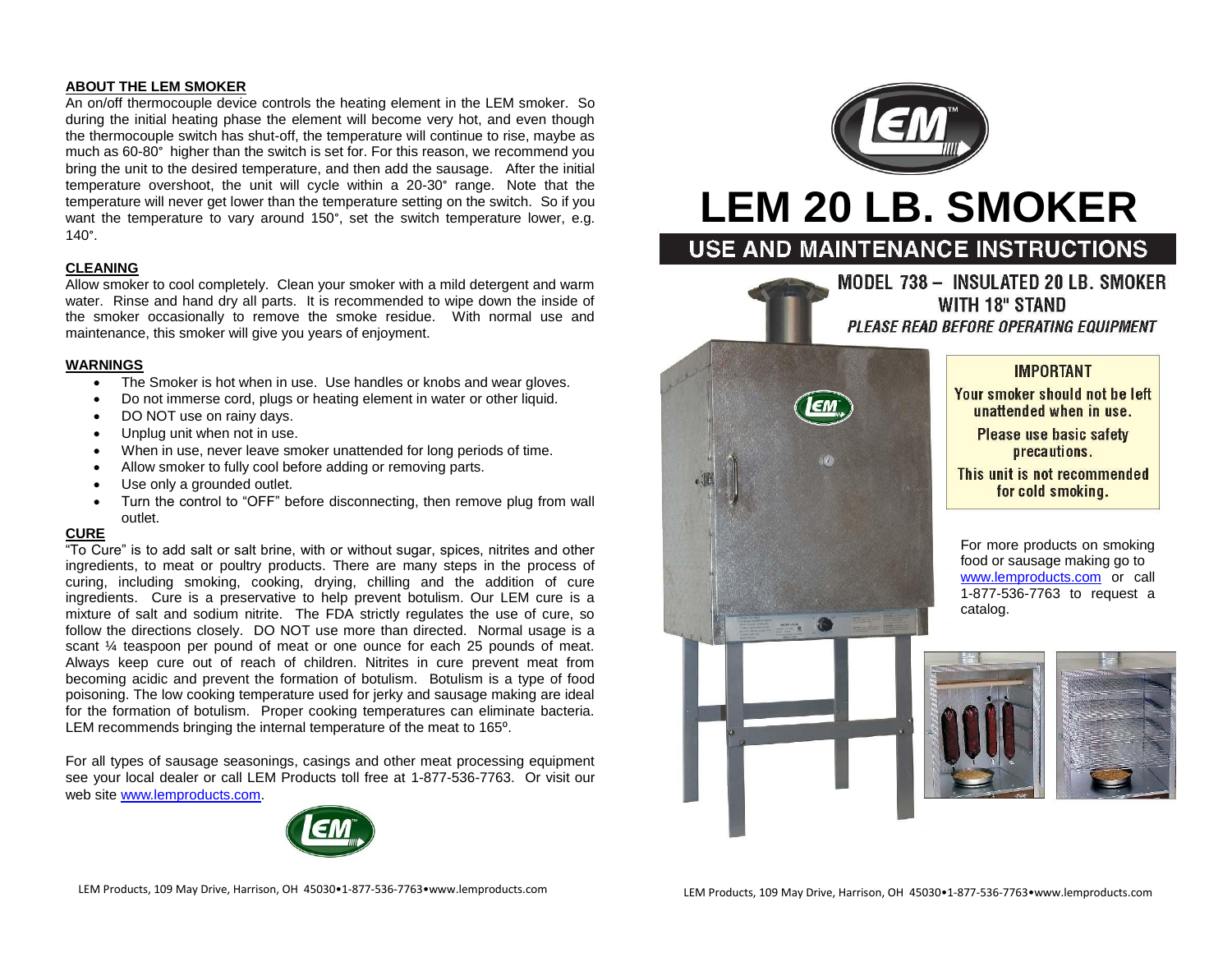**ABOUT THE LEM SMOKER**

An on/off thermocouple device controls the heating element in the LEM smoker. So during the initial heating phase the element will become very hot, and even though the thermocouple switch has shut-off, the temperature will continue to rise, maybe as much as 60-80° higher than the switch is set for. For this reason, we recommend you bring the unit to the desired temperature, and then add the sausage. After the initial temperature overshoot, the unit will cycle within a 20-30° range. Note that the temperature will never get lower than the temperature setting on the switch. So if you want the temperature to vary around 150°, set the switch temperature lower, e.g. 140°.

**CLEANING**

Allow smoker to cool completely. Clean your smoker with a mild detergent and warm water. Rinse and hand dry all parts. It is recommended to wipe down the inside of the smoker occasionally to remove the smoke residue. With normal use and maintenance, this smoker will give you years of enjoyment.

**WARNINGS**

- The Smoker is hot when in use. Use handles or knobs and wear gloves.
- Do not immerse cord, plugs or heating element in water or other liquid.
- DO NOT use on rainy days.
- Unplug unit when not in use.
- When in use, never leave smoker unattended for long periods of time.
- Allow smoker to fully cool before adding or removing parts.
- Use only a grounded outlet.
- Turn the control to "OFF" before disconnecting, then remove plug from wall outlet.

**CURE**

"To Cure" is to add salt or salt brine, with or without sugar, spices, nitrites and other ingredients, to meat or poultry products. There are many steps in the process of curing, including smoking, cooking, drying, chilling and the addition of cure ingredients. Cure is a preservative to help prevent botulism. Our LEM cure is a mixture of salt and sodium nitrite. The FDA strictly regulates the use of cure, so follow the directions closely. DO NOT use more than directed. Normal usage is a scant ¼ teaspoon per pound of meat or one ounce for each 25 pounds of meat. Always keep cure out of reach of children. Nitrites in cure prevent meat from becoming acidic and prevent the formation of botulism. Botulism is a type of food poisoning. The low cooking temperature used for jerky and sausage making are ideal for the formation of botulism. Proper cooking temperatures can eliminate bacteria. LEM recommends bringing the internal temperature of the meat to 165º.

For all types of sausage seasonings, casings and other meat processing equipment see your local dealer or call LEM Products toll free at 1-877-536-7763. Or visit our web site www.lemproducts.com.

# LEM 20 LB. SMOKER

## USE AND MAINTENANCE INSTRUCTIONS

### MODEL 738 – INSULATED 20 LB. SMOKER WITH 18" STAND

***PLEASE READ BEFORE OPERATING EQUIPMENT***

**IMPORTANT**

Your smoker should not be left unattended when in use.

Please use basic safety precautions.

This unit is not recommended for cold smoking.

For more products on smoking food or sausage making go to www.lemproducts.com or call 1-877-536-7763 to request a catalog.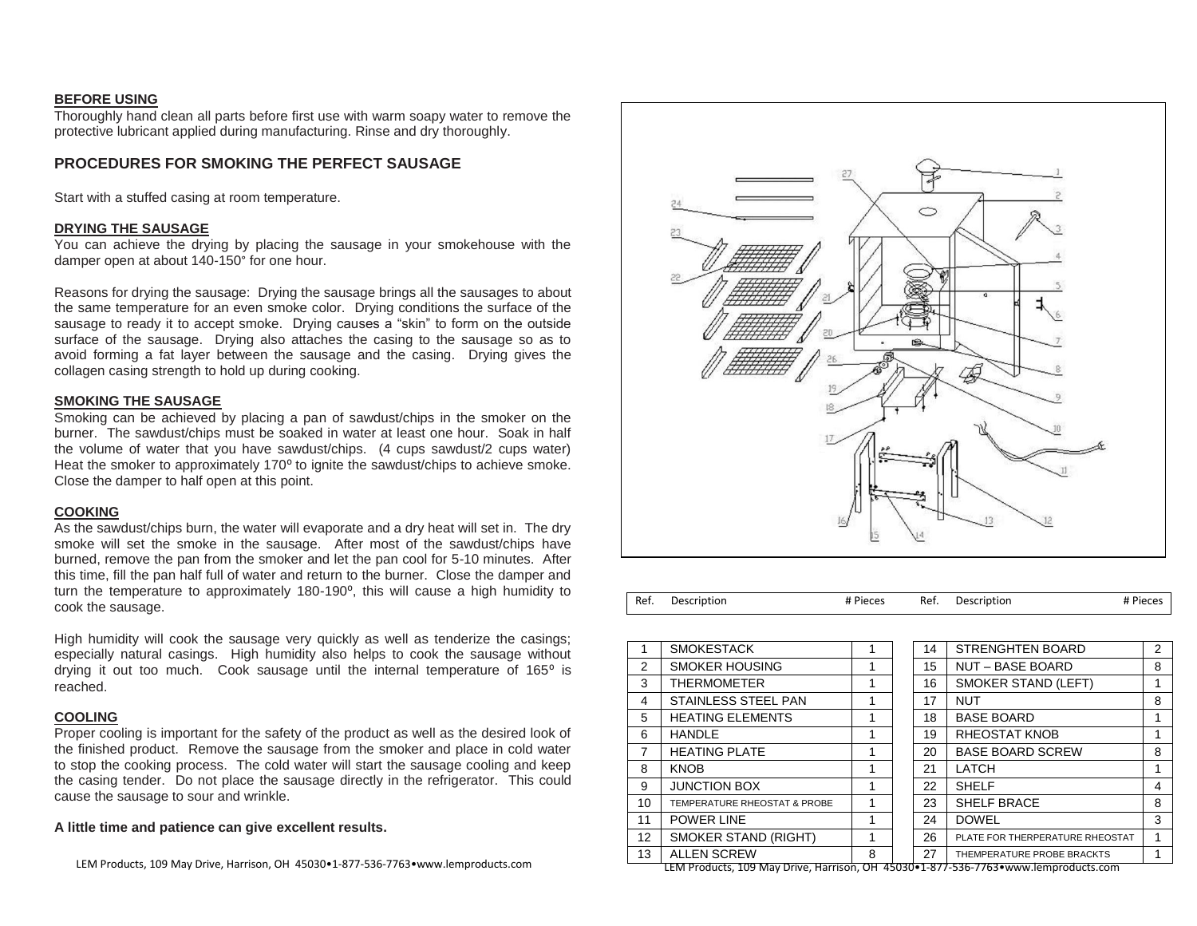**BEFORE USING**

Thoroughly hand clean all parts before first use with warm soapy water to remove the protective lubricant applied during manufacturing. Rinse and dry thoroughly.

## PROCEDURES FOR SMOKING THE PERFECT SAUSAGE

Start with a stuffed casing at room temperature.

**DRYING THE SAUSAGE**

You can achieve the drying by placing the sausage in your smokehouse with the damper open at about 140-150° for one hour.

Reasons for drying the sausage: Drying the sausage brings all the sausages to about the same temperature for an even smoke color. Drying conditions the surface of the sausage to ready it to accept smoke. Drying causes a "skin" to form on the outside surface of the sausage. Drying also attaches the casing to the sausage so as to avoid forming a fat layer between the sausage and the casing. Drying gives the collagen casing strength to hold up during cooking.

**SMOKING THE SAUSAGE**

Smoking can be achieved by placing a pan of sawdust/chips in the smoker on the burner. The sawdust/chips must be soaked in water at least one hour. Soak in half the volume of water that you have sawdust/chips. (4 cups sawdust/2 cups water) Heat the smoker to approximately 170º to ignite the sawdust/chips to achieve smoke. Close the damper to half open at this point.

**COOKING**

As the sawdust/chips burn, the water will evaporate and a dry heat will set in. The dry smoke will set the smoke in the sausage. After most of the sawdust/chips have burned, remove the pan from the smoker and let the pan cool for 5-10 minutes. After this time, fill the pan half full of water and return to the burner. Close the damper and turn the temperature to approximately 180-190º, this will cause a high humidity to cook the sausage.

High humidity will cook the sausage very quickly as well as tenderize the casings; especially natural casings. High humidity also helps to cook the sausage without drying it out too much. Cook sausage until the internal temperature of 165º is reached.

**COOLING**

Proper cooling is important for the safety of the product as well as the desired look of the finished product. Remove the sausage from the smoker and place in cold water to stop the cooking process. The cold water will start the sausage cooling and keep the casing tender. Do not place the sausage directly in the refrigerator. This could cause the sausage to sour and wrinkle.

**A little time and patience can give excellent results.**

1
2
3
4
5
6
7
8
9
10
11
12
13
14
15
16
17
18
19
20
21
22
23
24
26
27

| Ref. | Description | # Pieces | Ref. | Description | # Pieces |
|---|---|---|---|---|---|
| 1 | SMOKESTACK | 1 | 14 | STRENGHTEN BOARD | 2 |
| 2 | SMOKER HOUSING | 1 | 15 | NUT – BASE BOARD | 8 |
| 3 | THERMOMETER | 1 | 16 | SMOKER STAND (LEFT) | 1 |
| 4 | STAINLESS STEEL PAN | 1 | 17 | NUT | 8 |
| 5 | HEATING ELEMENTS | 1 | 18 | BASE BOARD | 1 |
| 6 | HANDLE | 1 | 19 | RHEOSTAT KNOB | 1 |
| 7 | HEATING PLATE | 1 | 20 | BASE BOARD SCREW | 8 |
| 8 | KNOB | 1 | 21 | LATCH | 1 |
| 9 | JUNCTION BOX | 1 | 22 | SHELF | 4 |
| 10 | TEMPERATURE RHEOSTAT & PROBE | 1 | 23 | SHELF BRACE | 8 |
| 11 | POWER LINE | 1 | 24 | DOWEL | 3 |
| 12 | SMOKER STAND (RIGHT) | 1 | 26 | PLATE FOR THERPERATURE RHEOSTAT | 1 |
| 13 | ALLEN SCREW | 8 | 27 | THEMPERATURE PROBE BRACKTS | 1 |

LEM Products, 109 May Drive, Harrison, OH 45030•1-877-536-7763•www.lemproducts.com